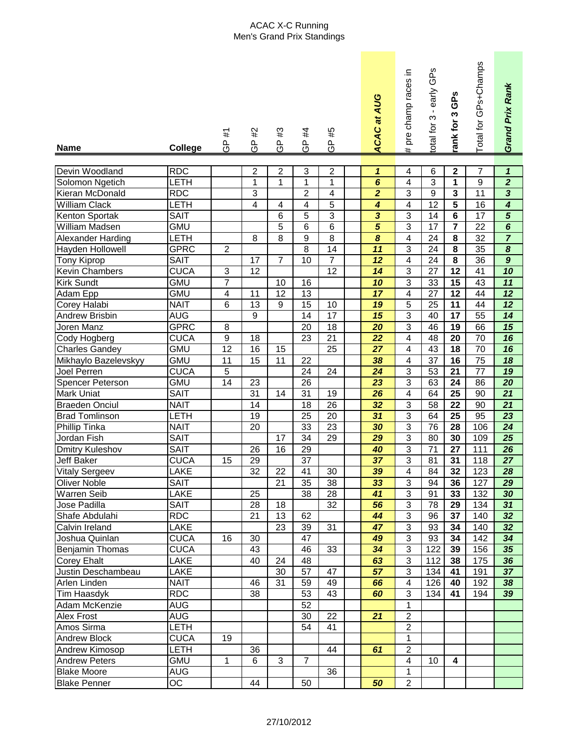ACAC X-C Running
Men's Grand Prix Standings

| Name | College | GP #1 | GP #2 | GP #3 | GP #4 | GP #5 | | *ACAC at AUG* | # pre champ races in | total for 3 - early GPs | rank for 3 GPs | Total for GPs+Champs | *Grand Prix Rank* |
|---|---|---|---|---|---|---|---|---|---|---|---|---|---|
| Devin Woodland | RDC | | 2 | 2 | 3 | 2 | | *1* | 4 | 6 | **2** | 7 | *1* |
| Solomon Ngetich | LETH | | 1 | 1 | 1 | 1 | | *6* | 4 | 3 | **1** | 9 | *2* |
| Kieran McDonald | RDC | | 3 | | 2 | 4 | | *2* | 3 | 9 | **3** | 11 | *3* |
| William Clack | LETH | | 4 | 4 | 4 | 5 | | *4* | 4 | 12 | **5** | 16 | *4* |
| Kenton Sportak | SAIT | | | 6 | 5 | 3 | | *3* | 3 | 14 | **6** | 17 | *5* |
| William Madsen | GMU | | | 5 | 6 | 6 | | *5* | 3 | 17 | **7** | 22 | *6* |
| Alexander Harding | LETH | | 8 | 8 | 9 | 8 | | *8* | 4 | 24 | **8** | 32 | *7* |
| Hayden Hollowell | GPRC | 2 | | | 8 | 14 | | *11* | 3 | 24 | **8** | 35 | *8* |
| Tony Kiprop | SAIT | | 17 | 7 | 10 | 7 | | *12* | 4 | 24 | **8** | 36 | *9* |
| Kevin Chambers | CUCA | 3 | 12 | | | 12 | | *14* | 3 | 27 | **12** | 41 | *10* |
| Kirk Sundt | GMU | 7 | | 10 | 16 | | | *10* | 3 | 33 | **15** | 43 | *11* |
| Adam Epp | GMU | 4 | 11 | 12 | 13 | | | *17* | 4 | 27 | **12** | 44 | *12* |
| Corey Halabi | NAIT | 6 | 13 | 9 | 15 | 10 | | *19* | 5 | 25 | **11** | 44 | *12* |
| Andrew Brisbin | AUG | | 9 | | 14 | 17 | | *15* | 3 | 40 | **17** | 55 | *14* |
| Joren Manz | GPRC | 8 | | | 20 | 18 | | *20* | 3 | 46 | **19** | 66 | *15* |
| Cody Hogberg | CUCA | 9 | 18 | | 23 | 21 | | *22* | 4 | 48 | **20** | 70 | *16* |
| Charles Gandey | GMU | 12 | 16 | 15 | | 25 | | *27* | 4 | 43 | **18** | 70 | *16* |
| Mikhaylo Bazelevskyy | GMU | 11 | 15 | 11 | 22 | | | *38* | 4 | 37 | **16** | 75 | *18* |
| Joel Perren | CUCA | 5 | | | 24 | 24 | | *24* | 3 | 53 | **21** | 77 | *19* |
| Spencer Peterson | GMU | 14 | 23 | | 26 | | | *23* | 3 | 63 | **24** | 86 | *20* |
| Mark Uniat | SAIT | | 31 | 14 | 31 | 19 | | *26* | 4 | 64 | **25** | 90 | *21* |
| Braeden Onciul | NAIT | | 14 | | 18 | 26 | | *32* | 3 | 58 | **22** | 90 | *21* |
| Brad Tomlinson | LETH | | 19 | | 25 | 20 | | *31* | 3 | 64 | **25** | 95 | *23* |
| Phillip Tinka | NAIT | | 20 | | 33 | 23 | | *30* | 3 | 76 | **28** | 106 | *24* |
| Jordan Fish | SAIT | | | 17 | 34 | 29 | | *29* | 3 | 80 | **30** | 109 | *25* |
| Dmitry Kuleshov | SAIT | | 26 | 16 | 29 | | | *40* | 3 | 71 | **27** | 111 | *26* |
| Jeff Baker | CUCA | 15 | 29 | | 37 | | | *37* | 3 | 81 | **31** | 118 | *27* |
| Vitaly Sergeev | LAKE | | 32 | 22 | 41 | 30 | | *39* | 4 | 84 | **32** | 123 | *28* |
| Oliver Noble | SAIT | | | 21 | 35 | 38 | | *33* | 3 | 94 | **36** | 127 | *29* |
| Warren Seib | LAKE | | 25 | | 38 | 28 | | *41* | 3 | 91 | **33** | 132 | *30* |
| Jose Padilla | SAIT | | 28 | 18 | | 32 | | *56* | 3 | 78 | **29** | 134 | *31* |
| Shafe Abdulahi | RDC | | 21 | 13 | 62 | | | *44* | 3 | 96 | **37** | 140 | *32* |
| Calvin Ireland | LAKE | | | 23 | 39 | 31 | | *47* | 3 | 93 | **34** | 140 | *32* |
| Joshua Quinlan | CUCA | 16 | 30 | | 47 | | | *49* | 3 | 93 | **34** | 142 | *34* |
| Benjamin Thomas | CUCA | | 43 | | 46 | 33 | | *34* | 3 | 122 | **39** | 156 | *35* |
| Corey Ehalt | LAKE | | 40 | 24 | 48 | | | *63* | 3 | 112 | **38** | 175 | *36* |
| Justin Deschambeau | LAKE | | | 30 | 57 | 47 | | *57* | 3 | 134 | **41** | 191 | *37* |
| Arlen Linden | NAIT | | 46 | 31 | 59 | 49 | | *66* | 4 | 126 | **40** | 192 | *38* |
| Tim Haasdyk | RDC | | 38 | | 53 | 43 | | *60* | 3 | 134 | **41** | 194 | *39* |
| Adam McKenzie | AUG | | | | 52 | | | | 1 | | | | |
| Alex Frost | AUG | | | | 30 | 22 | | *21* | 2 | | | | |
| Amos Sirma | LETH | | | | 54 | 41 | | | 2 | | | | |
| Andrew Block | CUCA | 19 | | | | | | | 1 | | | | |
| Andrew Kimosop | LETH | | 36 | | | 44 | | *61* | 2 | | | | |
| Andrew Peters | GMU | 1 | 6 | 3 | 7 | | | | 4 | 10 | **4** | | |
| Blake Moore | AUG | | | | | 36 | | | 1 | | | | |
| Blake Penner | OC | | 44 | | 50 | | | *50* | 2 | | | | |

27/10/2012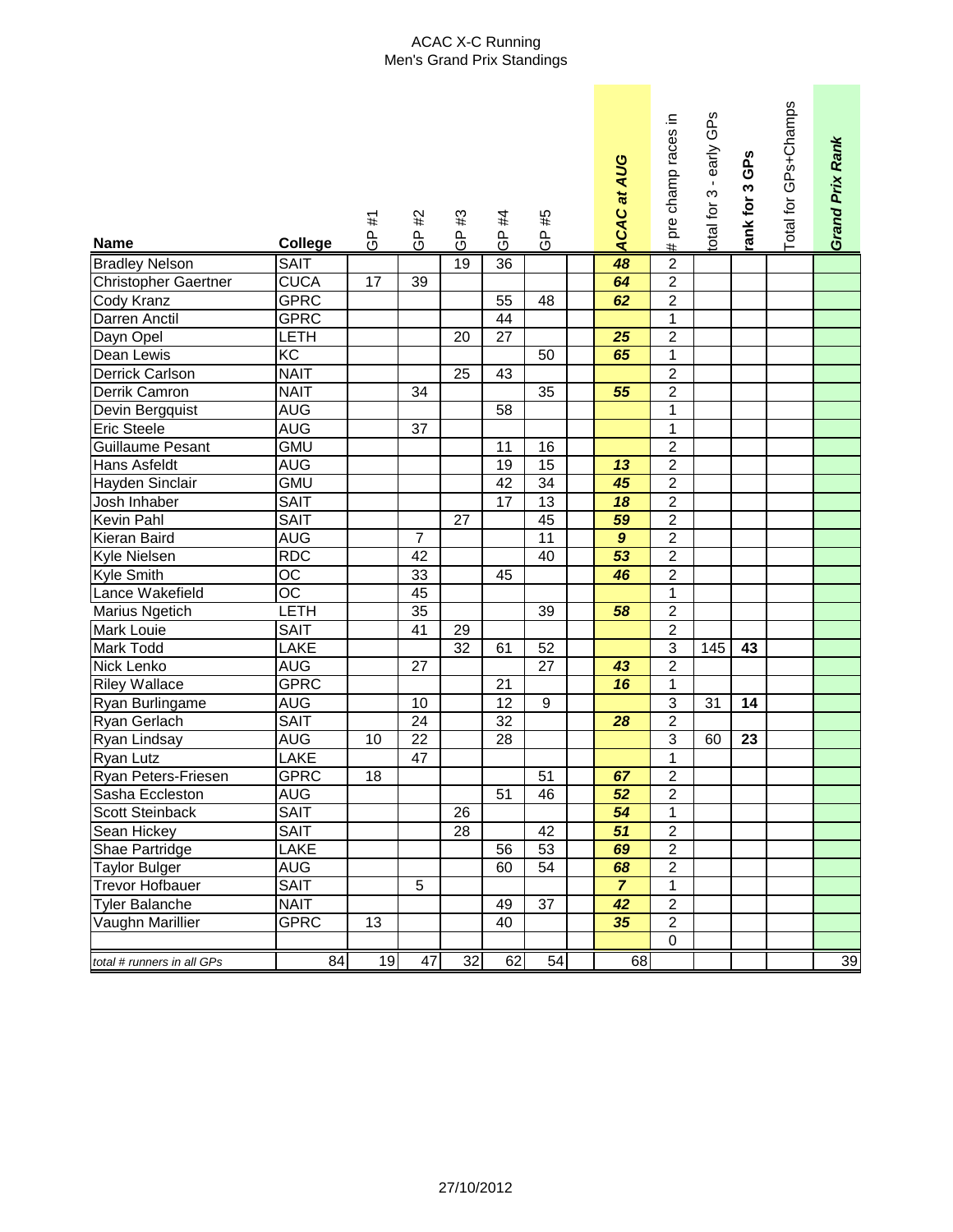# ACAC X-C Running
## Men's Grand Prix Standings

| Name | College | GP #1 | GP #2 | GP #3 | GP #4 | GP #5 | | ***ACAC at AUG*** | # pre champ races in | total for 3 - early GPs | **rank for 3 GPs** | Total for GPs+Champs | ***Grand Prix Rank*** |
|---|---|---|---|---|---|---|---|---|---|---|---|---|---|
| Bradley Nelson | SAIT | | | 19 | 36 | | | ***48*** | 2 | | | | |
| Christopher Gaertner | CUCA | 17 | 39 | | | | | ***64*** | 2 | | | | |
| Cody Kranz | GPRC | | | | 55 | 48 | | ***62*** | 2 | | | | |
| Darren Anctil | GPRC | | | | 44 | | | | 1 | | | | |
| Dayn Opel | LETH | | | 20 | 27 | | | ***25*** | 2 | | | | |
| Dean Lewis | KC | | | | | 50 | | ***65*** | 1 | | | | |
| Derrick Carlson | NAIT | | | 25 | 43 | | | | 2 | | | | |
| Derrik Camron | NAIT | | 34 | | | 35 | | ***55*** | 2 | | | | |
| Devin Bergquist | AUG | | | | 58 | | | | 1 | | | | |
| Eric Steele | AUG | | 37 | | | | | | 1 | | | | |
| Guillaume Pesant | GMU | | | | 11 | 16 | | | 2 | | | | |
| Hans Asfeldt | AUG | | | | 19 | 15 | | ***13*** | 2 | | | | |
| Hayden Sinclair | GMU | | | | 42 | 34 | | ***45*** | 2 | | | | |
| Josh Inhaber | SAIT | | | | 17 | 13 | | ***18*** | 2 | | | | |
| Kevin Pahl | SAIT | | | 27 | | 45 | | ***59*** | 2 | | | | |
| Kieran Baird | AUG | | 7 | | | 11 | | ***9*** | 2 | | | | |
| Kyle Nielsen | RDC | | 42 | | | 40 | | ***53*** | 2 | | | | |
| Kyle Smith | OC | | 33 | | 45 | | | ***46*** | 2 | | | | |
| Lance Wakefield | OC | | 45 | | | | | | 1 | | | | |
| Marius Ngetich | LETH | | 35 | | | 39 | | ***58*** | 2 | | | | |
| Mark Louie | SAIT | | 41 | 29 | | | | | 2 | | | | |
| Mark Todd | LAKE | | | 32 | 61 | 52 | | | 3 | 145 | **43** | | |
| Nick Lenko | AUG | | 27 | | | 27 | | ***43*** | 2 | | | | |
| Riley Wallace | GPRC | | | | 21 | | | ***16*** | 1 | | | | |
| Ryan Burlingame | AUG | | 10 | | 12 | 9 | | | 3 | 31 | **14** | | |
| Ryan Gerlach | SAIT | | 24 | | 32 | | | ***28*** | 2 | | | | |
| Ryan Lindsay | AUG | 10 | 22 | | 28 | | | | 3 | 60 | **23** | | |
| Ryan Lutz | LAKE | | 47 | | | | | | 1 | | | | |
| Ryan Peters-Friesen | GPRC | 18 | | | | 51 | | ***67*** | 2 | | | | |
| Sasha Eccleston | AUG | | | | 51 | 46 | | ***52*** | 2 | | | | |
| Scott Steinback | SAIT | | | 26 | | | | ***54*** | 1 | | | | |
| Sean Hickey | SAIT | | | 28 | | 42 | | ***51*** | 2 | | | | |
| Shae Partridge | LAKE | | | | 56 | 53 | | ***69*** | 2 | | | | |
| Taylor Bulger | AUG | | | | 60 | 54 | | ***68*** | 2 | | | | |
| Trevor Hofbauer | SAIT | | 5 | | | | | ***7*** | 1 | | | | |
| Tyler Balanche | NAIT | | | | 49 | 37 | | ***42*** | 2 | | | | |
| Vaughn Marillier | GPRC | 13 | | | 40 | | | ***35*** | 2 | | | | |
| | | | | | | | | | 0 | | | | |
| *total # runners in all GPs* | 84 | 19 | 47 | 32 | 62 | 54 | | 68 | | | | | 39 |

27/10/2012